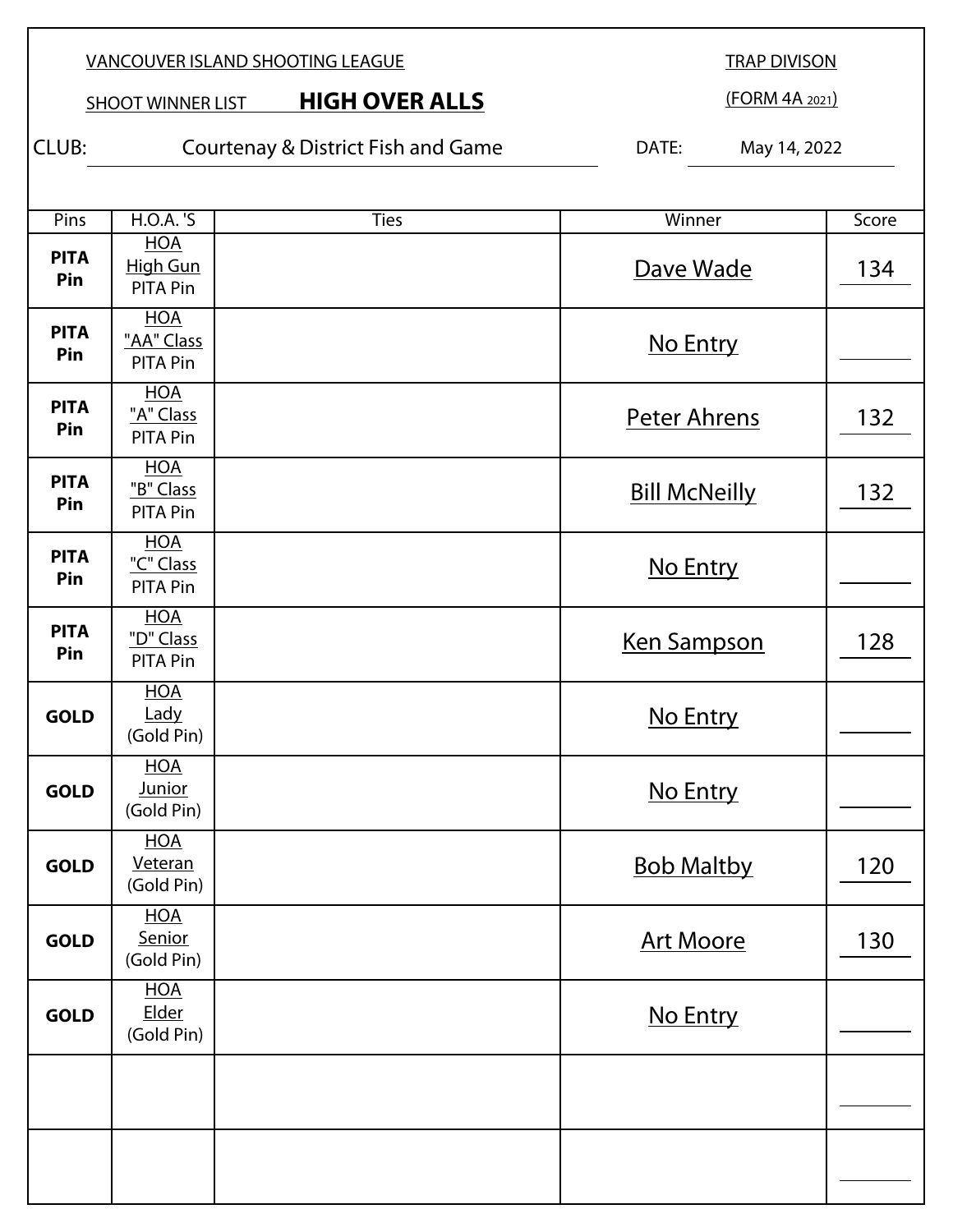VANCOUVER ISLAND SHOOTING LEAGUE

TRAP DIVISON

SHOOT WINNER LIST **HIGH OVER ALLS**

(FORM 4A 2021)

CLUB: Courtenay & District Fish and Game

DATE: May 14, 2022

| Pins | H.O.A. 'S | Ties | Winner | Score |
|---|---|---|---|---|
| **PITA Pin** | HOA High Gun PITA Pin | | Dave Wade | 134 |
| **PITA Pin** | HOA "AA" Class PITA Pin | | No Entry | |
| **PITA Pin** | HOA "A" Class PITA Pin | | Peter Ahrens | 132 |
| **PITA Pin** | HOA "B" Class PITA Pin | | Bill McNeilly | 132 |
| **PITA Pin** | HOA "C" Class PITA Pin | | No Entry | |
| **PITA Pin** | HOA "D" Class PITA Pin | | Ken Sampson | 128 |
| **GOLD** | HOA Lady (Gold Pin) | | No Entry | |
| **GOLD** | HOA Junior (Gold Pin) | | No Entry | |
| **GOLD** | HOA Veteran (Gold Pin) | | Bob Maltby | 120 |
| **GOLD** | HOA Senior (Gold Pin) | | Art Moore | 130 |
| **GOLD** | HOA Elder (Gold Pin) | | No Entry | |
| | | | | |
| | | | | |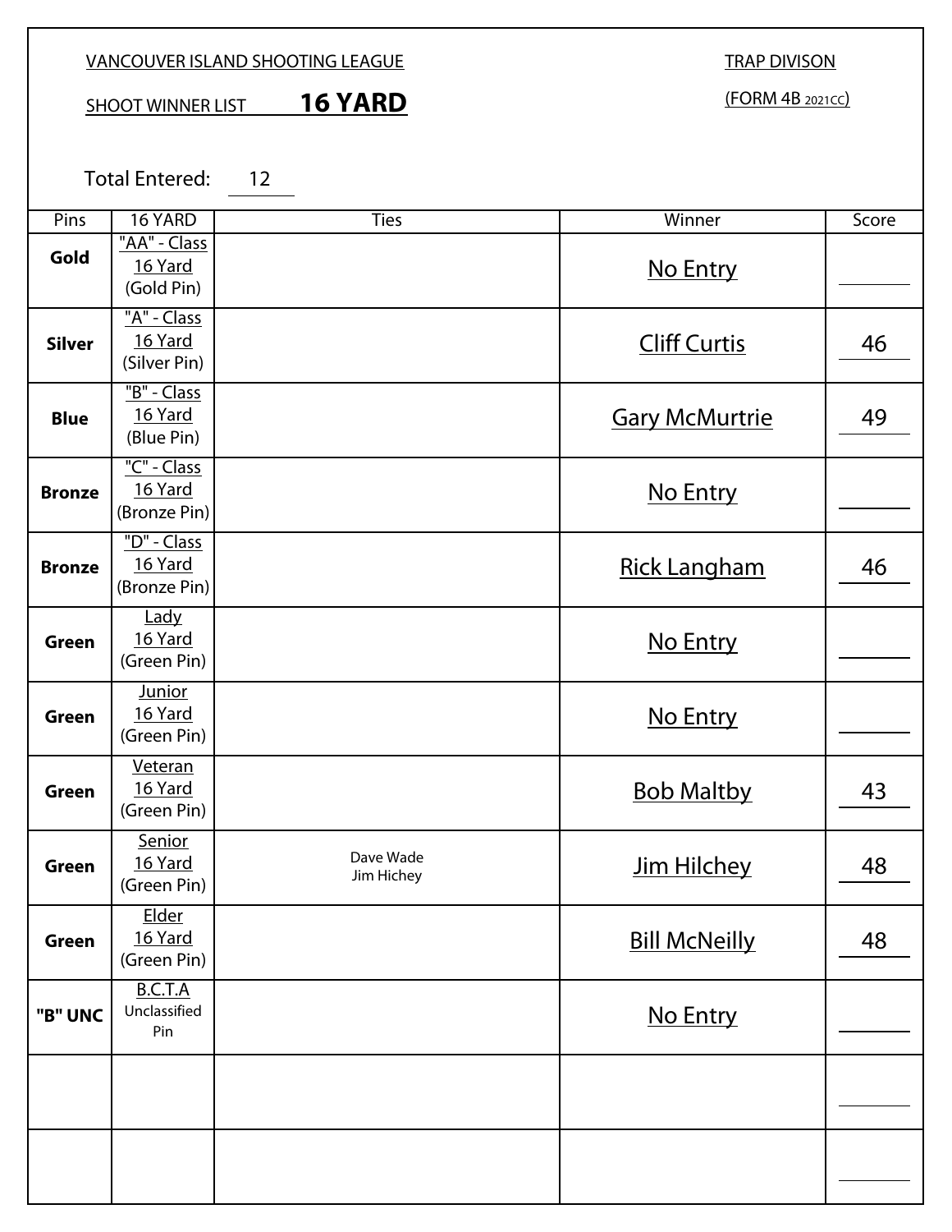VANCOUVER ISLAND SHOOTING LEAGUE

TRAP DIVISON

SHOOT WINNER LIST **16 YARD**

(FORM 4B 2021CC)

Total Entered: 12

| Pins | 16 YARD | Ties | Winner | Score |
|---|---|---|---|---|
| **Gold** | "AA" - Class 16 Yard (Gold Pin) | | No Entry | |
| **Silver** | "A" - Class 16 Yard (Silver Pin) | | Cliff Curtis | 46 |
| **Blue** | "B" - Class 16 Yard (Blue Pin) | | Gary McMurtrie | 49 |
| **Bronze** | "C" - Class 16 Yard (Bronze Pin) | | No Entry | |
| **Bronze** | "D" - Class 16 Yard (Bronze Pin) | | Rick Langham | 46 |
| **Green** | Lady 16 Yard (Green Pin) | | No Entry | |
| **Green** | Junior 16 Yard (Green Pin) | | No Entry | |
| **Green** | Veteran 16 Yard (Green Pin) | | Bob Maltby | 43 |
| **Green** | Senior 16 Yard (Green Pin) | Dave Wade<br>Jim Hichey | Jim Hilchey | 48 |
| **Green** | Elder 16 Yard (Green Pin) | | Bill McNeilly | 48 |
| **"B" UNC** | B.C.T.A Unclassified Pin | | No Entry | |
| | | | | |
| | | | | |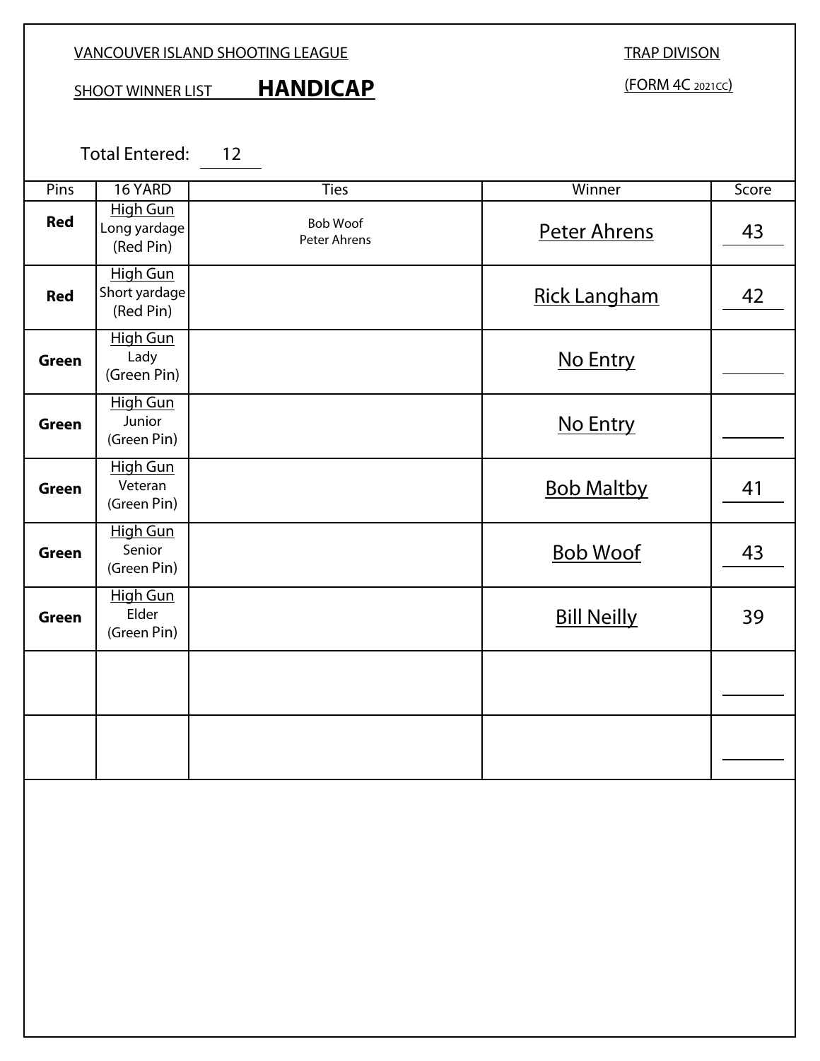VANCOUVER ISLAND SHOOTING LEAGUE

TRAP DIVISON

SHOOT WINNER LIST **HANDICAP**

(FORM 4C 2021CC)

Total Entered: 12

| Pins | 16 YARD | Ties | Winner | Score |
|---|---|---|---|---|
| **Red** | High Gun Long yardage (Red Pin) | Bob Woof<br>Peter Ahrens | Peter Ahrens | 43 |
| **Red** | High Gun Short yardage (Red Pin) | | Rick Langham | 42 |
| **Green** | High Gun Lady (Green Pin) | | No Entry | |
| **Green** | High Gun Junior (Green Pin) | | No Entry | |
| **Green** | High Gun Veteran (Green Pin) | | Bob Maltby | 41 |
| **Green** | High Gun Senior (Green Pin) | | Bob Woof | 43 |
| **Green** | High Gun Elder (Green Pin) | | Bill Neilly | 39 |
| | | | | |
| | | | | |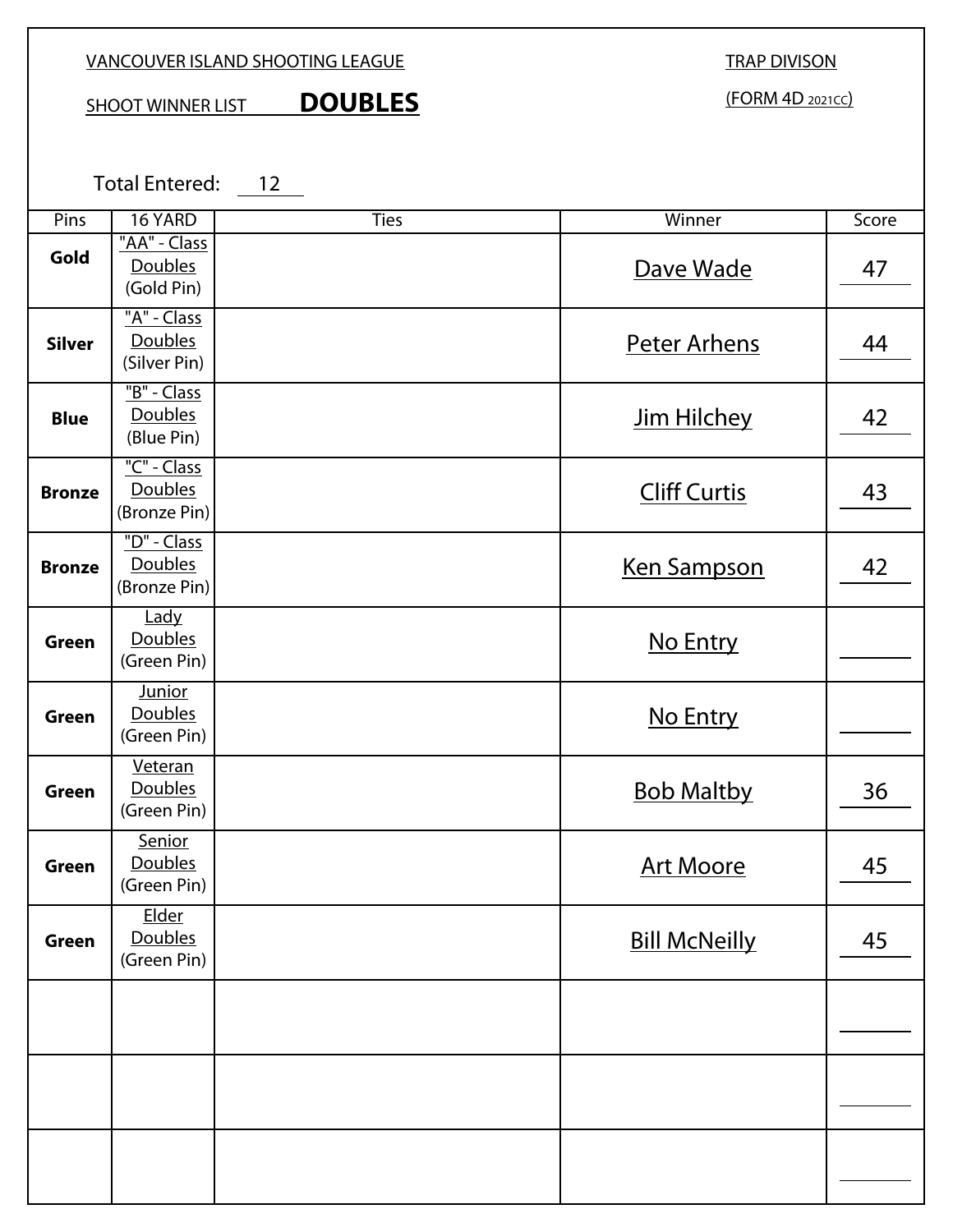VANCOUVER ISLAND SHOOTING LEAGUE

TRAP DIVISON

SHOOT WINNER LIST **DOUBLES**

(FORM 4D 2021CC)

Total Entered: 12

| Pins | 16 YARD | Ties | Winner | Score |
|---|---|---|---|---|
| **Gold** | "AA" - Class Doubles (Gold Pin) | | Dave Wade | 47 |
| **Silver** | "A" - Class Doubles (Silver Pin) | | Peter Arhens | 44 |
| **Blue** | "B" - Class Doubles (Blue Pin) | | Jim Hilchey | 42 |
| **Bronze** | "C" - Class Doubles (Bronze Pin) | | Cliff Curtis | 43 |
| **Bronze** | "D" - Class Doubles (Bronze Pin) | | Ken Sampson | 42 |
| **Green** | Lady Doubles (Green Pin) | | No Entry | |
| **Green** | Junior Doubles (Green Pin) | | No Entry | |
| **Green** | Veteran Doubles (Green Pin) | | Bob Maltby | 36 |
| **Green** | Senior Doubles (Green Pin) | | Art Moore | 45 |
| **Green** | Elder Doubles (Green Pin) | | Bill McNeilly | 45 |
| | | | | |
| | | | | |
| | | | | |